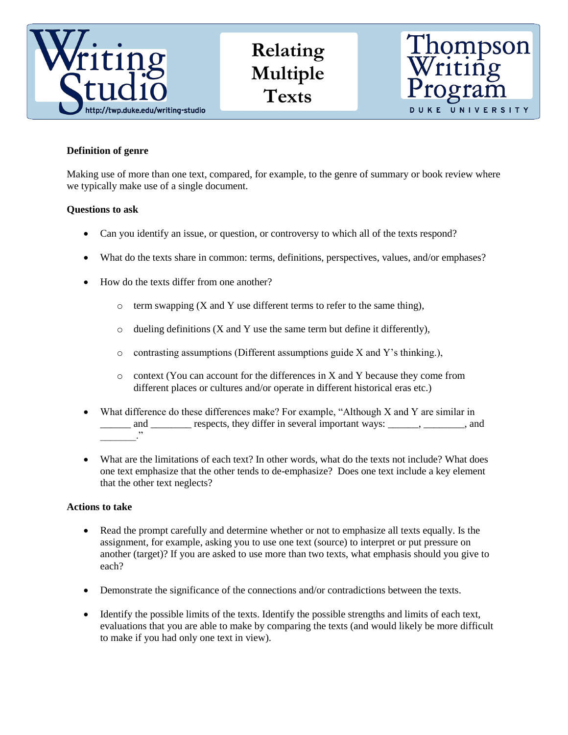# Relating Multiple Texts

Writing Studio http://twp.duke.edu/writing-studio

Thompson Writing Program DUKE UNIVERSITY

**Definition of genre**

Making use of more than one text, compared, for example, to the genre of summary or book review where we typically make use of a single document.

**Questions to ask**

- Can you identify an issue, or question, or controversy to which all of the texts respond?
- What do the texts share in common: terms, definitions, perspectives, values, and/or emphases?
- How do the texts differ from one another?
    - term swapping (X and Y use different terms to refer to the same thing),
    - dueling definitions (X and Y use the same term but define it differently),
    - contrasting assumptions (Different assumptions guide X and Y's thinking.),
    - context (You can account for the differences in X and Y because they come from different places or cultures and/or operate in different historical eras etc.)
- What difference do these differences make? For example, "Although X and Y are similar in ______ and ________ respects, they differ in several important ways: ______, ________, and _______."
- What are the limitations of each text? In other words, what do the texts not include? What does one text emphasize that the other tends to de-emphasize? Does one text include a key element that the other text neglects?

**Actions to take**

- Read the prompt carefully and determine whether or not to emphasize all texts equally. Is the assignment, for example, asking you to use one text (source) to interpret or put pressure on another (target)? If you are asked to use more than two texts, what emphasis should you give to each?
- Demonstrate the significance of the connections and/or contradictions between the texts.
- Identify the possible limits of the texts. Identify the possible strengths and limits of each text, evaluations that you are able to make by comparing the texts (and would likely be more difficult to make if you had only one text in view).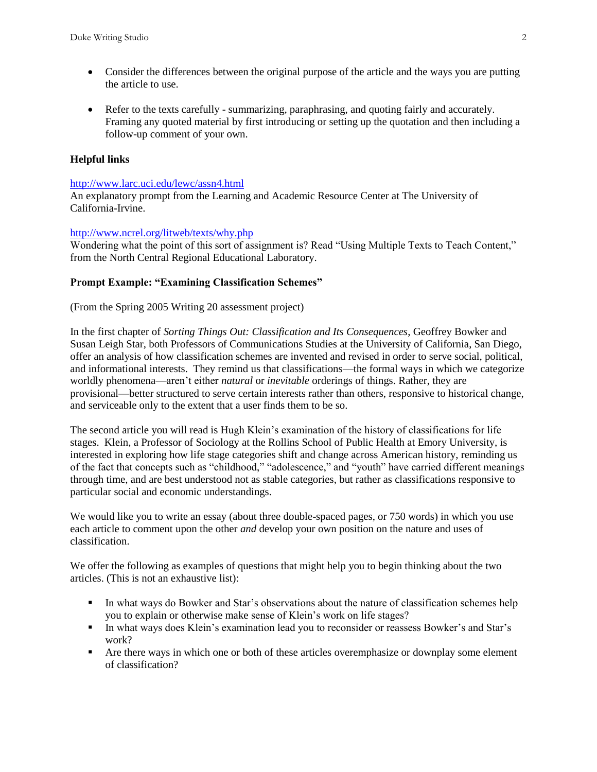- Consider the differences between the original purpose of the article and the ways you are putting the article to use.

- Refer to the texts carefully - summarizing, paraphrasing, and quoting fairly and accurately. Framing any quoted material by first introducing or setting up the quotation and then including a follow-up comment of your own.

**Helpful links**

http://www.larc.uci.edu/lewc/assn4.html
An explanatory prompt from the Learning and Academic Resource Center at The University of California-Irvine.

http://www.ncrel.org/litweb/texts/why.php
Wondering what the point of this sort of assignment is? Read "Using Multiple Texts to Teach Content," from the North Central Regional Educational Laboratory.

**Prompt Example: "Examining Classification Schemes"**

(From the Spring 2005 Writing 20 assessment project)

In the first chapter of *Sorting Things Out: Classification and Its Consequences*, Geoffrey Bowker and Susan Leigh Star, both Professors of Communications Studies at the University of California, San Diego, offer an analysis of how classification schemes are invented and revised in order to serve social, political, and informational interests. They remind us that classifications—the formal ways in which we categorize worldly phenomena—aren't either *natural* or *inevitable* orderings of things. Rather, they are provisional—better structured to serve certain interests rather than others, responsive to historical change, and serviceable only to the extent that a user finds them to be so.

The second article you will read is Hugh Klein's examination of the history of classifications for life stages. Klein, a Professor of Sociology at the Rollins School of Public Health at Emory University, is interested in exploring how life stage categories shift and change across American history, reminding us of the fact that concepts such as "childhood," "adolescence," and "youth" have carried different meanings through time, and are best understood not as stable categories, but rather as classifications responsive to particular social and economic understandings.

We would like you to write an essay (about three double-spaced pages, or 750 words) in which you use each article to comment upon the other *and* develop your own position on the nature and uses of classification.

We offer the following as examples of questions that might help you to begin thinking about the two articles. (This is not an exhaustive list):

- In what ways do Bowker and Star's observations about the nature of classification schemes help you to explain or otherwise make sense of Klein's work on life stages?
- In what ways does Klein's examination lead you to reconsider or reassess Bowker's and Star's work?
- Are there ways in which one or both of these articles overemphasize or downplay some element of classification?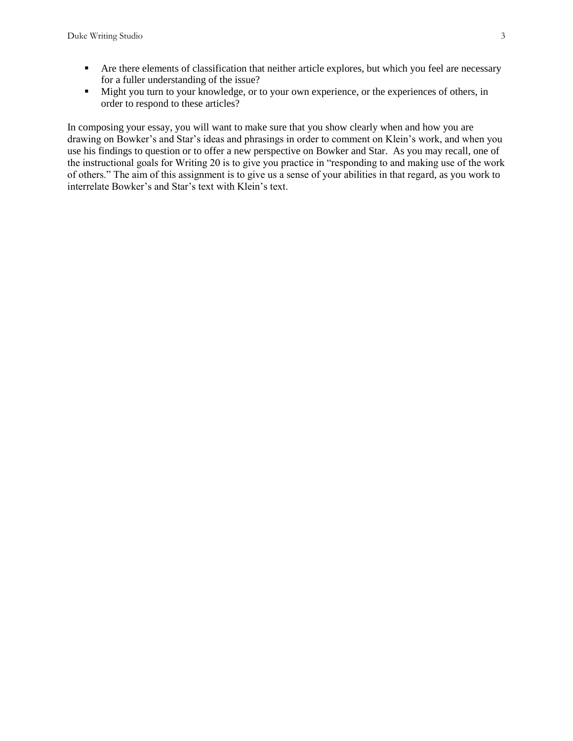- Are there elements of classification that neither article explores, but which you feel are necessary for a fuller understanding of the issue?
- Might you turn to your knowledge, or to your own experience, or the experiences of others, in order to respond to these articles?

In composing your essay, you will want to make sure that you show clearly when and how you are drawing on Bowker's and Star's ideas and phrasings in order to comment on Klein's work, and when you use his findings to question or to offer a new perspective on Bowker and Star. As you may recall, one of the instructional goals for Writing 20 is to give you practice in "responding to and making use of the work of others." The aim of this assignment is to give us a sense of your abilities in that regard, as you work to interrelate Bowker's and Star's text with Klein's text.